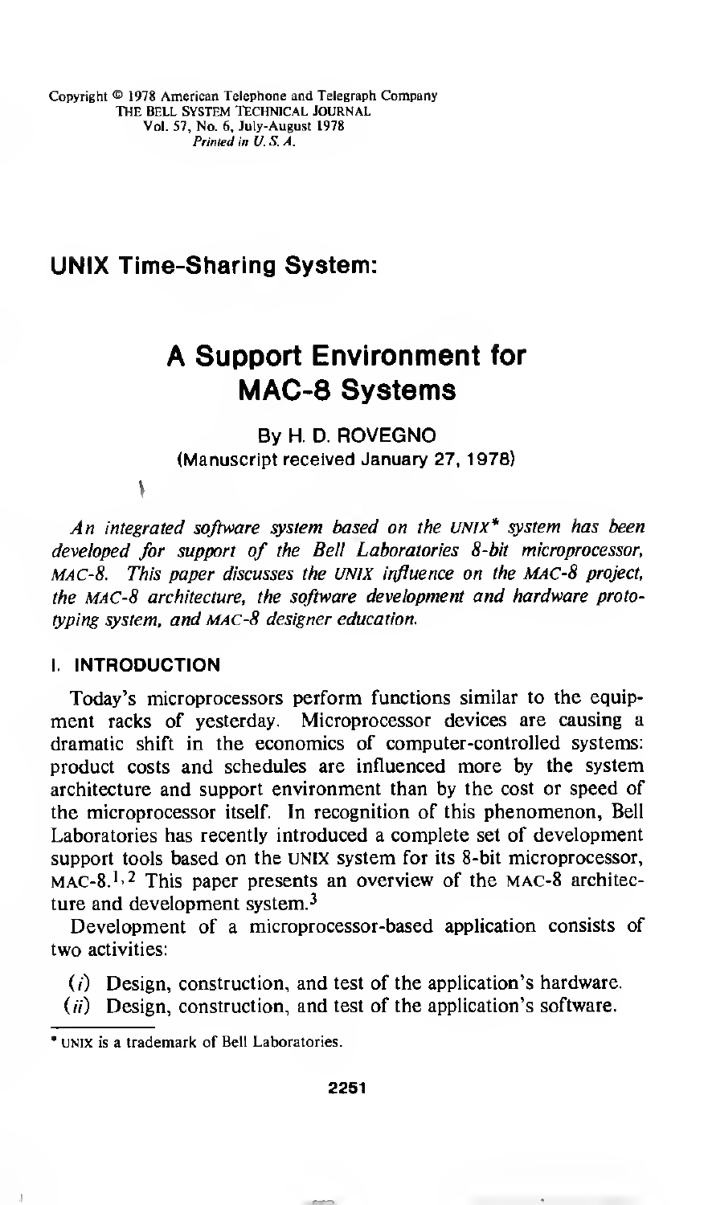Copyright © 1978 American Telephone and Telegraph Company
THE BELL SYSTEM TECHNICAL JOURNAL
Vol. 57, No. 6, July-August 1978
*Printed in U.S.A.*

## UNIX Time-Sharing System:

# A Support Environment for MAC-8 Systems

By H. D. ROVEGNO

(Manuscript received January 27, 1978)

*An integrated software system based on the UNIX\* system has been developed for support of the Bell Laboratories 8-bit microprocessor, MAC-8. This paper discusses the UNIX influence on the MAC-8 project, the MAC-8 architecture, the software development and hardware prototyping system, and MAC-8 designer education.*

## I. INTRODUCTION

Today's microprocessors perform functions similar to the equipment racks of yesterday. Microprocessor devices are causing a dramatic shift in the economics of computer-controlled systems: product costs and schedules are influenced more by the system architecture and support environment than by the cost or speed of the microprocessor itself. In recognition of this phenomenon, Bell Laboratories has recently introduced a complete set of development support tools based on the UNIX system for its 8-bit microprocessor, MAC-8.[1,2] This paper presents an overview of the MAC-8 architecture and development system.[3]

Development of a microprocessor-based application consists of two activities:

(*i*) Design, construction, and test of the application's hardware.
(*ii*) Design, construction, and test of the application's software.

\* UNIX is a trademark of Bell Laboratories.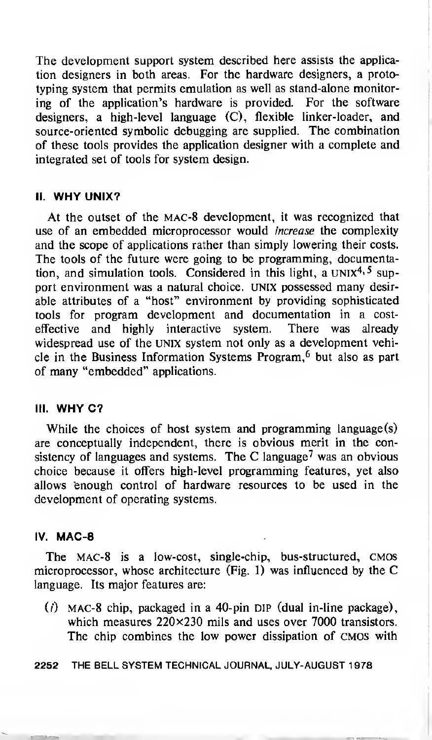The development support system described here assists the application designers in both areas. For the hardware designers, a prototyping system that permits emulation as well as stand-alone monitoring of the application's hardware is provided. For the software designers, a high-level language (C), flexible linker-loader, and source-oriented symbolic debugging are supplied. The combination of these tools provides the application designer with a complete and integrated set of tools for system design.

## II. WHY UNIX?

At the outset of the MAC-8 development, it was recognized that use of an embedded microprocessor would *increase* the complexity and the scope of applications rather than simply lowering their costs. The tools of the future were going to be programming, documentation, and simulation tools. Considered in this light, a UNIX[4,5] support environment was a natural choice. UNIX possessed many desirable attributes of a "host" environment by providing sophisticated tools for program development and documentation in a cost-effective and highly interactive system. There was already widespread use of the UNIX system not only as a development vehicle in the Business Information Systems Program,[6] but also as part of many "embedded" applications.

## III. WHY C?

While the choices of host system and programming language(s) are conceptually independent, there is obvious merit in the consistency of languages and systems. The C language[7] was an obvious choice because it offers high-level programming features, yet also allows enough control of hardware resources to be used in the development of operating systems.

## IV. MAC-8

The MAC-8 is a low-cost, single-chip, bus-structured, CMOS microprocessor, whose architecture (Fig. 1) was influenced by the C language. Its major features are:

(*i*) MAC-8 chip, packaged in a 40-pin DIP (dual in-line package), which measures 220×230 mils and uses over 7000 transistors. The chip combines the low power dissipation of CMOS with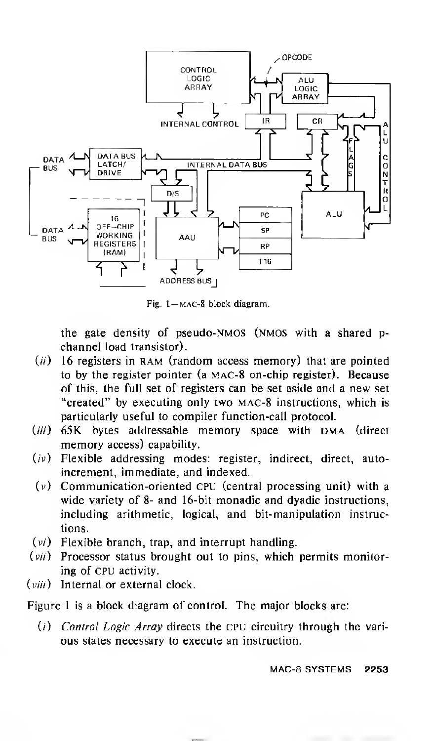Fig. 1—MAC-8 block diagram.

the gate density of pseudo-NMOS (NMOS with a shared p-channel load transistor).

(*ii*) 16 registers in RAM (random access memory) that are pointed to by the register pointer (a MAC-8 on-chip register). Because of this, the full set of registers can be set aside and a new set "created" by executing only two MAC-8 instructions, which is particularly useful to compiler function-call protocol.

(*iii*) 65K bytes addressable memory space with DMA (direct memory access) capability.

(*iv*) Flexible addressing modes: register, indirect, direct, auto-increment, immediate, and indexed.

(*v*) Communication-oriented CPU (central processing unit) with a wide variety of 8- and 16-bit monadic and dyadic instructions, including arithmetic, logical, and bit-manipulation instructions.

(*vi*) Flexible branch, trap, and interrupt handling.

(*vii*) Processor status brought out to pins, which permits monitoring of CPU activity.

(*viii*) Internal or external clock.

Figure 1 is a block diagram of control. The major blocks are:

(*i*) *Control Logic Array* directs the CPU circuitry through the various states necessary to execute an instruction.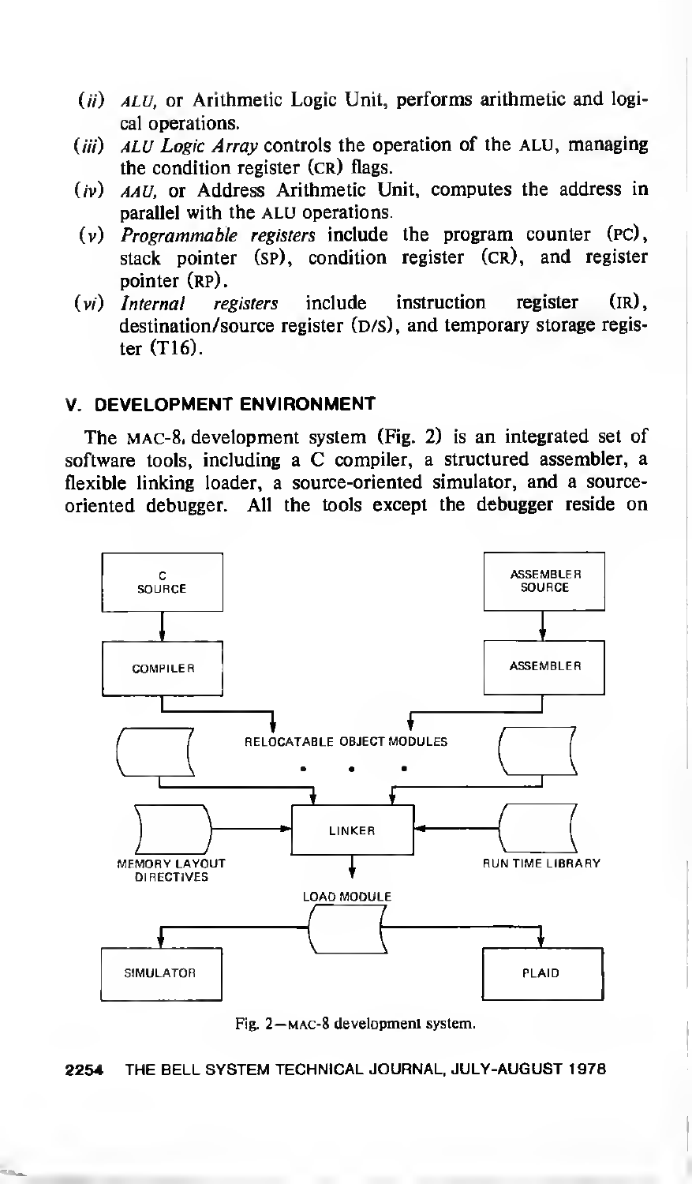(*ii*) *ALU*, or Arithmetic Logic Unit, performs arithmetic and logical operations.

(*iii*) *ALU Logic Array* controls the operation of the ALU, managing the condition register (CR) flags.

(*iv*) *AAU*, or Address Arithmetic Unit, computes the address in parallel with the ALU operations.

(*v*) *Programmable registers* include the program counter (PC), stack pointer (SP), condition register (CR), and register pointer (RP).

(*vi*) *Internal registers* include instruction register (IR), destination/source register (D/S), and temporary storage register (T16).

## V. DEVELOPMENT ENVIRONMENT

The MAC-8 development system (Fig. 2) is an integrated set of software tools, including a C compiler, a structured assembler, a flexible linking loader, a source-oriented simulator, and a source-oriented debugger. All the tools except the debugger reside on

Fig. 2—MAC-8 development system.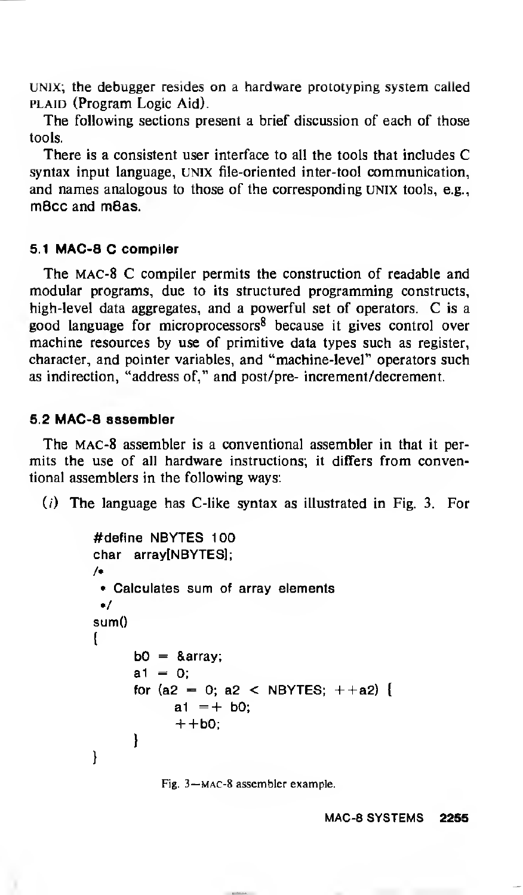UNIX; the debugger resides on a hardware prototyping system called PLAID (Program Logic Aid).

The following sections present a brief discussion of each of those tools.

There is a consistent user interface to all the tools that includes C syntax input language, UNIX file-oriented inter-tool communication, and names analogous to those of the corresponding UNIX tools, e.g., **m8cc** and **m8as**.

### 5.1 MAC-8 C compiler

The MAC-8 C compiler permits the construction of readable and modular programs, due to its structured programming constructs, high-level data aggregates, and a powerful set of operators. C is a good language for microprocessors[8] because it gives control over machine resources by use of primitive data types such as register, character, and pointer variables, and "machine-level" operators such as indirection, "address of," and post/pre- increment/decrement.

### 5.2 MAC-8 assembler

The MAC-8 assembler is a conventional assembler in that it permits the use of all hardware instructions; it differs from conventional assemblers in the following ways:

(*i*) The language has C-like syntax as illustrated in Fig. 3. For

```
#define NBYTES 100
char  array[NBYTES];
/*
 * Calculates sum of array elements
 */
sum()
{
      b0 = &array;
      a1 = 0;
      for (a2 = 0; a2 < NBYTES; ++a2) {
            a1 =+ b0;
            ++b0;
      }
}
```

Fig. 3—MAC-8 assembler example.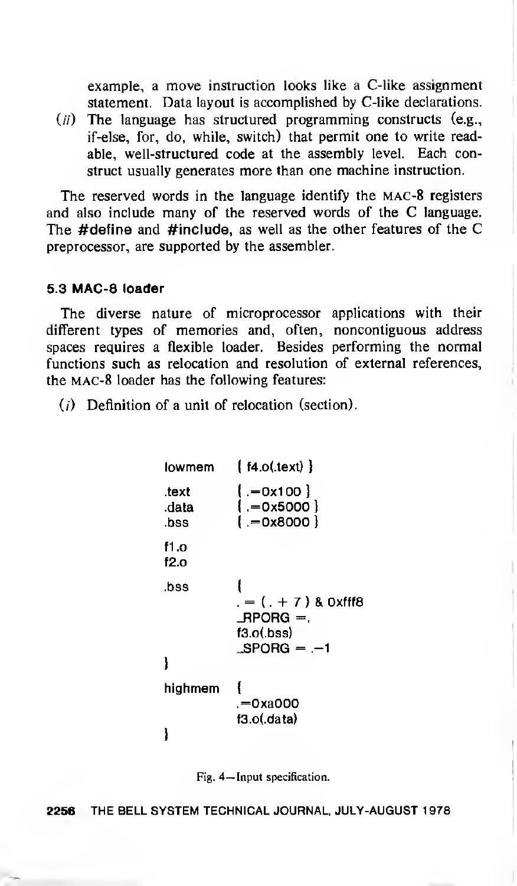example, a move instruction looks like a C-like assignment statement. Data layout is accomplished by C-like declarations.

(*ii*) The language has structured programming constructs (e.g., if-else, for, do, while, switch) that permit one to write readable, well-structured code at the assembly level. Each construct usually generates more than one machine instruction.

The reserved words in the language identify the MAC-8 registers and also include many of the reserved words of the C language. The **#define** and **#include**, as well as the other features of the C preprocessor, are supported by the assembler.

### 5.3 MAC-8 loader

The diverse nature of microprocessor applications with their different types of memories and, often, noncontiguous address spaces requires a flexible loader. Besides performing the normal functions such as relocation and resolution of external references, the MAC-8 loader has the following features:

(*i*) Definition of a unit of relocation (section).

```
lowmem    { f4.o(.text) }

.text     { .=0x100 }
.data     { .=0x5000 }
.bss      { .=0x8000 }

f1.o
f2.o

.bss      {
          . = ( . + 7 ) & 0xfff8
          _RPORG =.
          f3.o(.bss)
          _SPORG = .-1
}

highmem   {
          .=0xa000
          f3.o(.data)
}
```

Fig. 4—Input specification.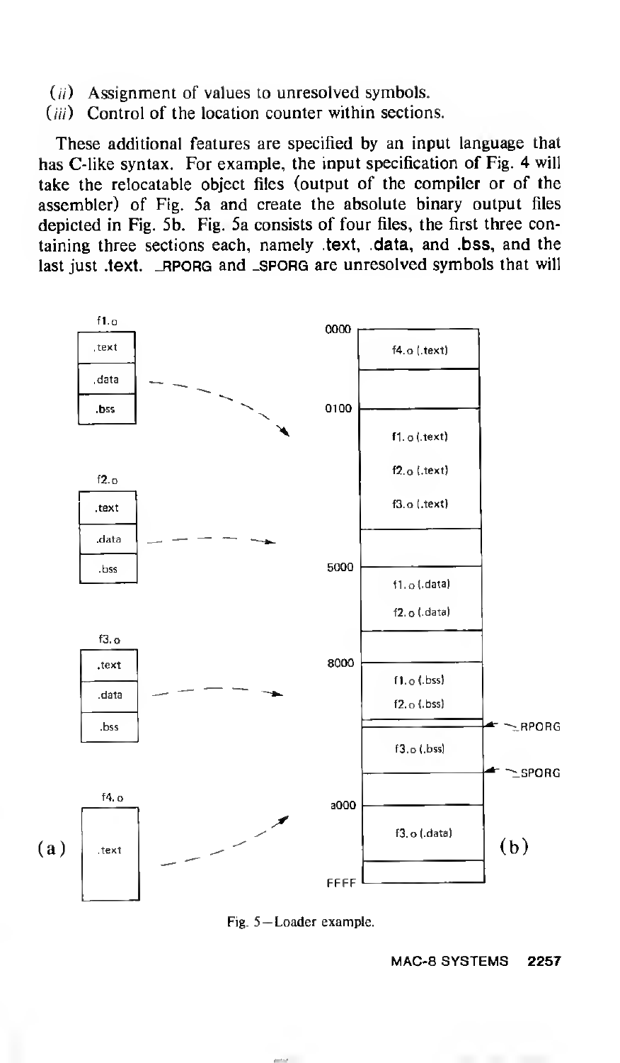(*ii*) Assignment of values to unresolved symbols.

(*iii*) Control of the location counter within sections.

These additional features are specified by an input language that has C-like syntax. For example, the input specification of Fig. 4 will take the relocatable object files (output of the compiler or of the assembler) of Fig. 5a and create the absolute binary output files depicted in Fig. 5b. Fig. 5a consists of four files, the first three containing three sections each, namely **.text**, **.data**, and **.bss**, and the last just **.text**. _RPORG and _SPORG are unresolved symbols that will

Fig. 5—Loader example.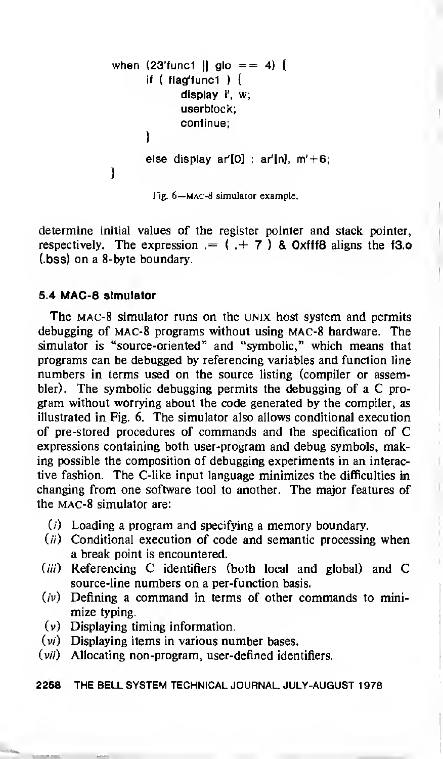```
when (23'func1 || glo == 4) {
        if ( flag'func1 ) {
                display i', w;
                userblock;
                continue;
        }
        else display ar'[0] : ar'[n], m'+6;
}
```

Fig. 6—MAC-8 simulator example.

determine initial values of the register pointer and stack pointer, respectively. The expression **.= ( .+ 7 ) & 0xfff8** aligns the **f3.o (.bss)** on a 8-byte boundary.

### 5.4 MAC-8 simulator

The MAC-8 simulator runs on the UNIX host system and permits debugging of MAC-8 programs without using MAC-8 hardware. The simulator is "source-oriented" and "symbolic," which means that programs can be debugged by referencing variables and function line numbers in terms used on the source listing (compiler or assembler). The symbolic debugging permits the debugging of a C program without worrying about the code generated by the compiler, as illustrated in Fig. 6. The simulator also allows conditional execution of pre-stored procedures of commands and the specification of C expressions containing both user-program and debug symbols, making possible the composition of debugging experiments in an interactive fashion. The C-like input language minimizes the difficulties in changing from one software tool to another. The major features of the MAC-8 simulator are:

- (*i*) Loading a program and specifying a memory boundary.
- (*ii*) Conditional execution of code and semantic processing when a break point is encountered.
- (*iii*) Referencing C identifiers (both local and global) and C source-line numbers on a per-function basis.
- (*iv*) Defining a command in terms of other commands to minimize typing.
- (*v*) Displaying timing information.
- (*vi*) Displaying items in various number bases.
- (*vii*) Allocating non-program, user-defined identifiers.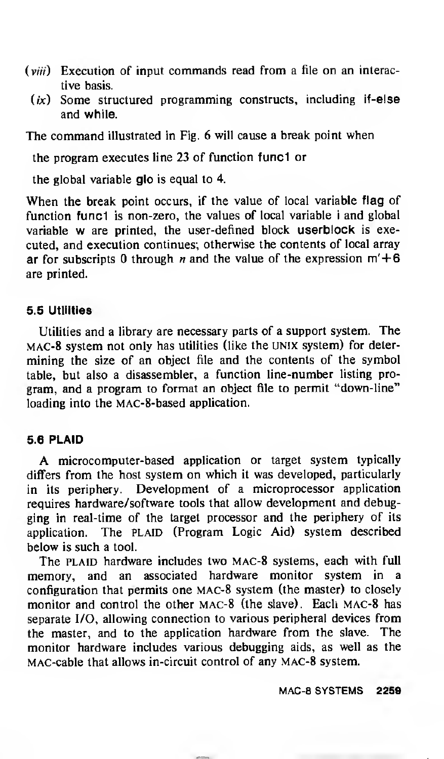(*viii*) Execution of input commands read from a file on an interactive basis.

(*ix*) Some structured programming constructs, including **if-else** and **while**.

The command illustrated in Fig. 6 will cause a break point when

the program executes line 23 of function **func1** or

the global variable **glo** is equal to 4.

When the break point occurs, if the value of local variable **flag** of function **func1** is non-zero, the values of local variable **i** and global variable **w** are printed, the user-defined block **userblock** is executed, and execution continues; otherwise the contents of local array **ar** for subscripts 0 through *n* and the value of the expression m'+6 are printed.

### 5.5 Utilities

Utilities and a library are necessary parts of a support system. The MAC-8 system not only has utilities (like the UNIX system) for determining the size of an object file and the contents of the symbol table, but also a disassembler, a function line-number listing program, and a program to format an object file to permit "down-line" loading into the MAC-8-based application.

### 5.6 PLAID

A microcomputer-based application or target system typically differs from the host system on which it was developed, particularly in its periphery. Development of a microprocessor application requires hardware/software tools that allow development and debugging in real-time of the target processor and the periphery of its application. The PLAID (Program Logic Aid) system described below is such a tool.

The PLAID hardware includes two MAC-8 systems, each with full memory, and an associated hardware monitor system in a configuration that permits one MAC-8 system (the master) to closely monitor and control the other MAC-8 (the slave). Each MAC-8 has separate I/O, allowing connection to various peripheral devices from the master, and to the application hardware from the slave. The monitor hardware includes various debugging aids, as well as the MAC-cable that allows in-circuit control of any MAC-8 system.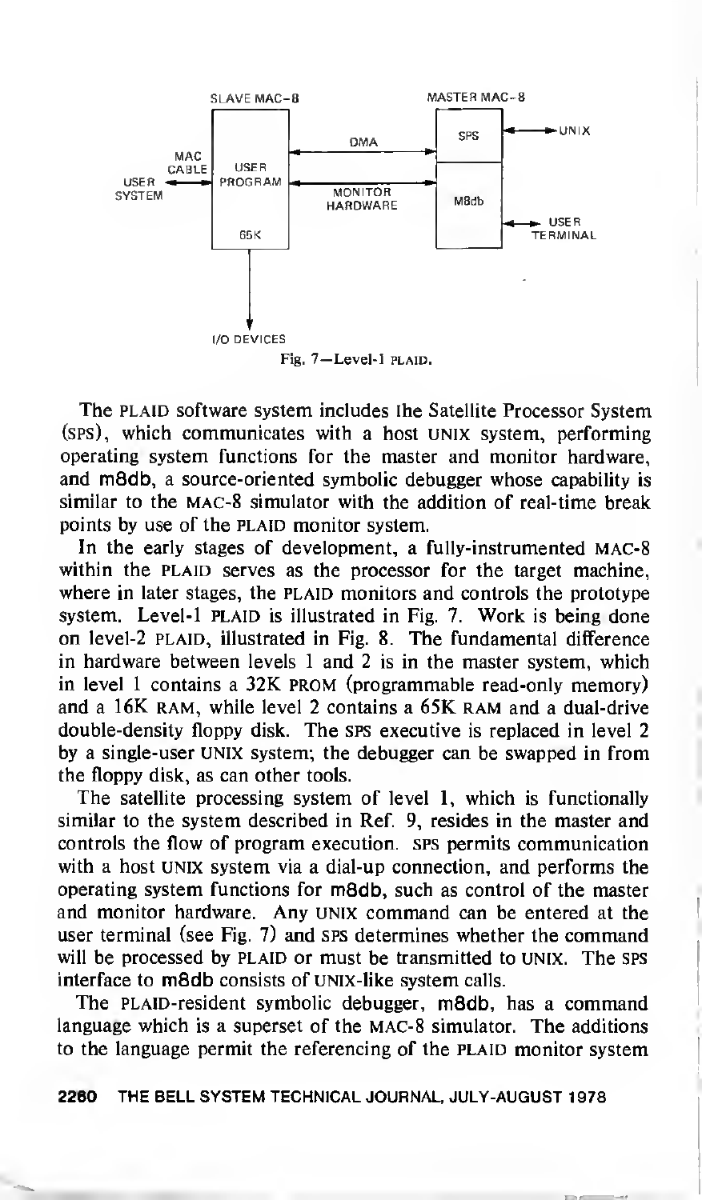Fig. 7—Level-1 PLAID.

The PLAID software system includes the Satellite Processor System (SPS), which communicates with a host UNIX system, performing operating system functions for the master and monitor hardware, and m8db, a source-oriented symbolic debugger whose capability is similar to the MAC-8 simulator with the addition of real-time break points by use of the PLAID monitor system.

In the early stages of development, a fully-instrumented MAC-8 within the PLAID serves as the processor for the target machine, where in later stages, the PLAID monitors and controls the prototype system. Level-1 PLAID is illustrated in Fig. 7. Work is being done on level-2 PLAID, illustrated in Fig. 8. The fundamental difference in hardware between levels 1 and 2 is in the master system, which in level 1 contains a 32K PROM (programmable read-only memory) and a 16K RAM, while level 2 contains a 65K RAM and a dual-drive double-density floppy disk. The SPS executive is replaced in level 2 by a single-user UNIX system; the debugger can be swapped in from the floppy disk, as can other tools.

The satellite processing system of level 1, which is functionally similar to the system described in Ref. 9, resides in the master and controls the flow of program execution. SPS permits communication with a host UNIX system via a dial-up connection, and performs the operating system functions for m8db, such as control of the master and monitor hardware. Any UNIX command can be entered at the user terminal (see Fig. 7) and SPS determines whether the command will be processed by PLAID or must be transmitted to UNIX. The SPS interface to m8db consists of UNIX-like system calls.

The PLAID-resident symbolic debugger, m8db, has a command language which is a superset of the MAC-8 simulator. The additions to the language permit the referencing of the PLAID monitor system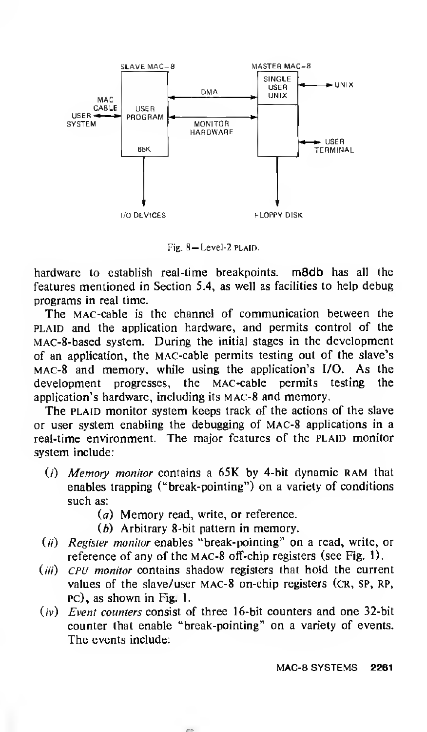Fig. 8—Level-2 PLAID.

hardware to establish real-time breakpoints. m8db has all the features mentioned in Section 5.4, as well as facilities to help debug programs in real time.

The MAC-cable is the channel of communication between the PLAID and the application hardware, and permits control of the MAC-8-based system. During the initial stages in the development of an application, the MAC-cable permits testing out of the slave's MAC-8 and memory, while using the application's I/O. As the development progresses, the MAC-cable permits testing the application's hardware, including its MAC-8 and memory.

The PLAID monitor system keeps track of the actions of the slave or user system enabling the debugging of MAC-8 applications in a real-time environment. The major features of the PLAID monitor system include:

(*i*) *Memory monitor* contains a 65K by 4-bit dynamic RAM that enables trapping ("break-pointing") on a variety of conditions such as:

- (*a*) Memory read, write, or reference.
- (*b*) Arbitrary 8-bit pattern in memory.

(*ii*) *Register monitor* enables "break-pointing" on a read, write, or reference of any of the MAC-8 off-chip registers (see Fig. 1).

(*iii*) *CPU monitor* contains shadow registers that hold the current values of the slave/user MAC-8 on-chip registers (CR, SP, RP, PC), as shown in Fig. 1.

(*iv*) *Event counters* consist of three 16-bit counters and one 32-bit counter that enable "break-pointing" on a variety of events. The events include: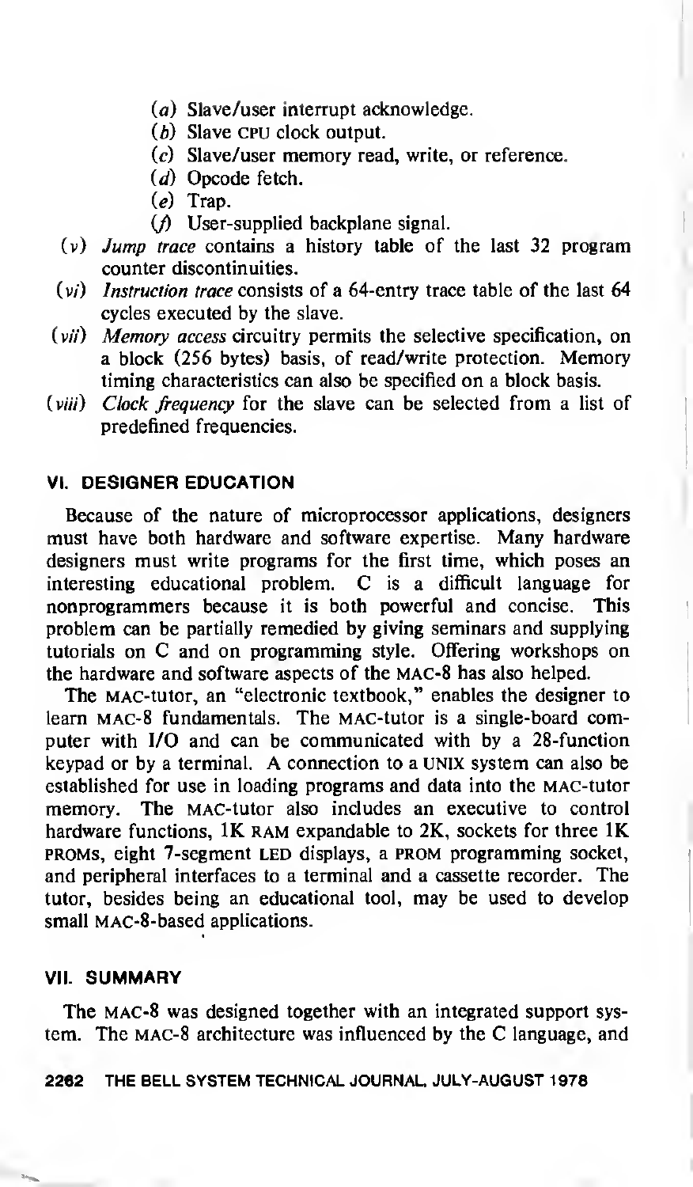(*a*) Slave/user interrupt acknowledge.
(*b*) Slave CPU clock output.
(*c*) Slave/user memory read, write, or reference.
(*d*) Opcode fetch.
(*e*) Trap.
(*f*) User-supplied backplane signal.

(*v*) *Jump trace* contains a history table of the last 32 program counter discontinuities.

(*vi*) *Instruction trace* consists of a 64-entry trace table of the last 64 cycles executed by the slave.

(*vii*) *Memory access* circuitry permits the selective specification, on a block (256 bytes) basis, of read/write protection. Memory timing characteristics can also be specified on a block basis.

(*viii*) *Clock frequency* for the slave can be selected from a list of predefined frequencies.

## VI. DESIGNER EDUCATION

Because of the nature of microprocessor applications, designers must have both hardware and software expertise. Many hardware designers must write programs for the first time, which poses an interesting educational problem. C is a difficult language for nonprogrammers because it is both powerful and concise. This problem can be partially remedied by giving seminars and supplying tutorials on C and on programming style. Offering workshops on the hardware and software aspects of the MAC-8 has also helped.

The MAC-tutor, an "electronic textbook," enables the designer to learn MAC-8 fundamentals. The MAC-tutor is a single-board computer with I/O and can be communicated with by a 28-function keypad or by a terminal. A connection to a UNIX system can also be established for use in loading programs and data into the MAC-tutor memory. The MAC-tutor also includes an executive to control hardware functions, 1K RAM expandable to 2K, sockets for three 1K PROMS, eight 7-segment LED displays, a PROM programming socket, and peripheral interfaces to a terminal and a cassette recorder. The tutor, besides being an educational tool, may be used to develop small MAC-8-based applications.

## VII. SUMMARY

The MAC-8 was designed together with an integrated support system. The MAC-8 architecture was influenced by the C language, and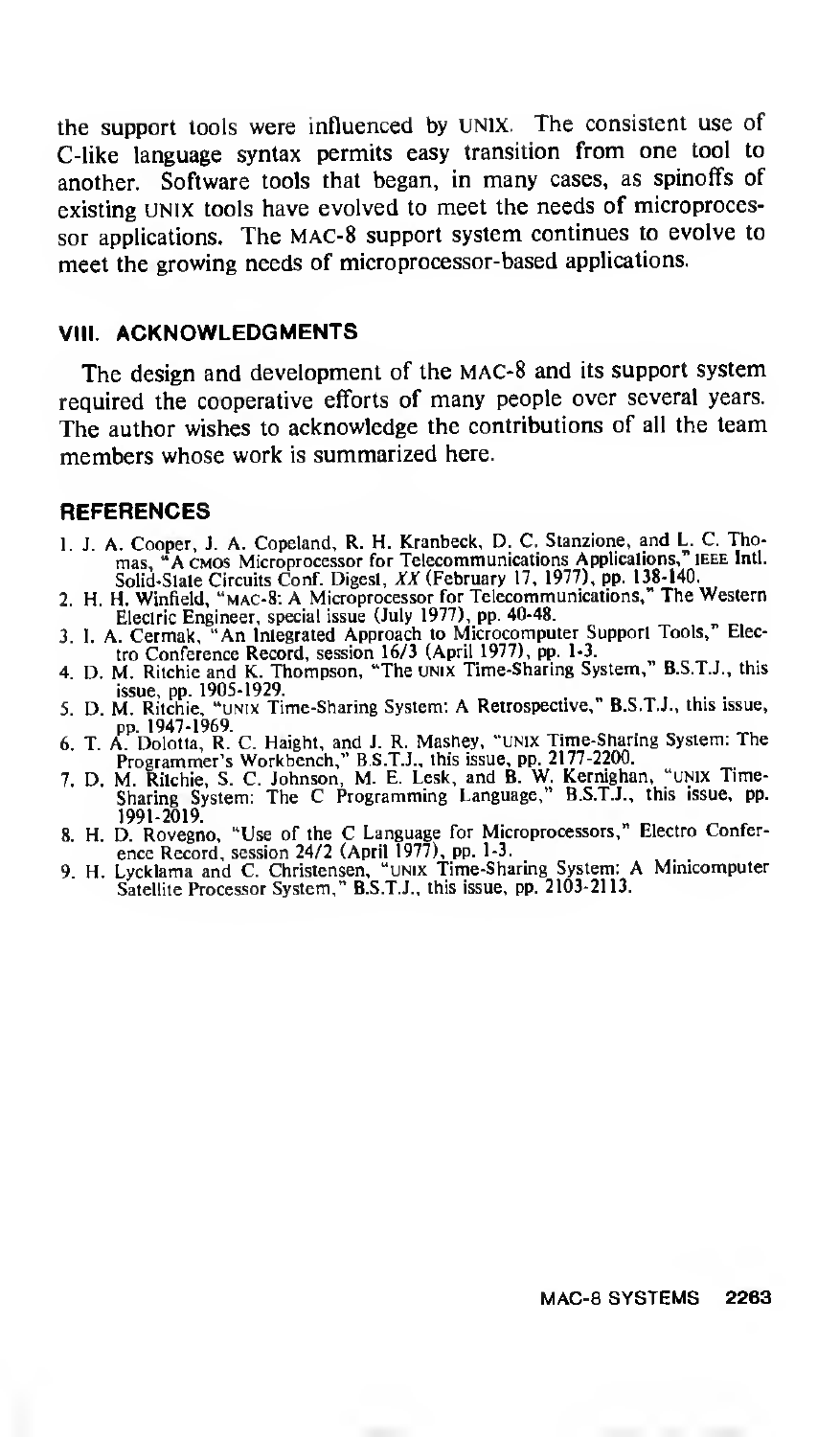the support tools were influenced by UNIX. The consistent use of C-like language syntax permits easy transition from one tool to another. Software tools that began, in many cases, as spinoffs of existing UNIX tools have evolved to meet the needs of microprocessor applications. The MAC-8 support system continues to evolve to meet the growing needs of microprocessor-based applications.

## VIII. ACKNOWLEDGMENTS

The design and development of the MAC-8 and its support system required the cooperative efforts of many people over several years. The author wishes to acknowledge the contributions of all the team members whose work is summarized here.

## REFERENCES

1. J. A. Cooper, J. A. Copeland, R. H. Kranbeck, D. C. Stanzione, and L. C. Thomas, "A CMOS Microprocessor for Telecommunications Applications," IEEE Intl. Solid-State Circuits Conf. Digest, *XX* (February 17, 1977), pp. 138-140.
2. H. H. Winfield, "MAC-8: A Microprocessor for Telecommunications," The Western Electric Engineer, special issue (July 1977), pp. 40-48.
3. I. A. Cermak, "An Integrated Approach to Microcomputer Support Tools," Electro Conference Record, session 16/3 (April 1977), pp. 1-3.
4. D. M. Ritchie and K. Thompson, "The UNIX Time-Sharing System," B.S.T.J., this issue, pp. 1905-1929.
5. D. M. Ritchie, "UNIX Time-Sharing System: A Retrospective," B.S.T.J., this issue, pp. 1947-1969.
6. T. A. Dolotta, R. C. Haight, and J. R. Mashey, "UNIX Time-Sharing System: The Programmer's Workbench," B.S.T.J., this issue, pp. 2177-2200.
7. D. M. Ritchie, S. C. Johnson, M. E. Lesk, and B. W. Kernighan, "UNIX Time-Sharing System: The C Programming Language," B.S.T.J., this issue, pp. 1991-2019.
8. H. D. Rovegno, "Use of the C Language for Microprocessors," Electro Conference Record, session 24/2 (April 1977), pp. 1-3.
9. H. Lycklama and C. Christensen, "UNIX Time-Sharing System: A Minicomputer Satellite Processor System," B.S.T.J., this issue, pp. 2103-2113.